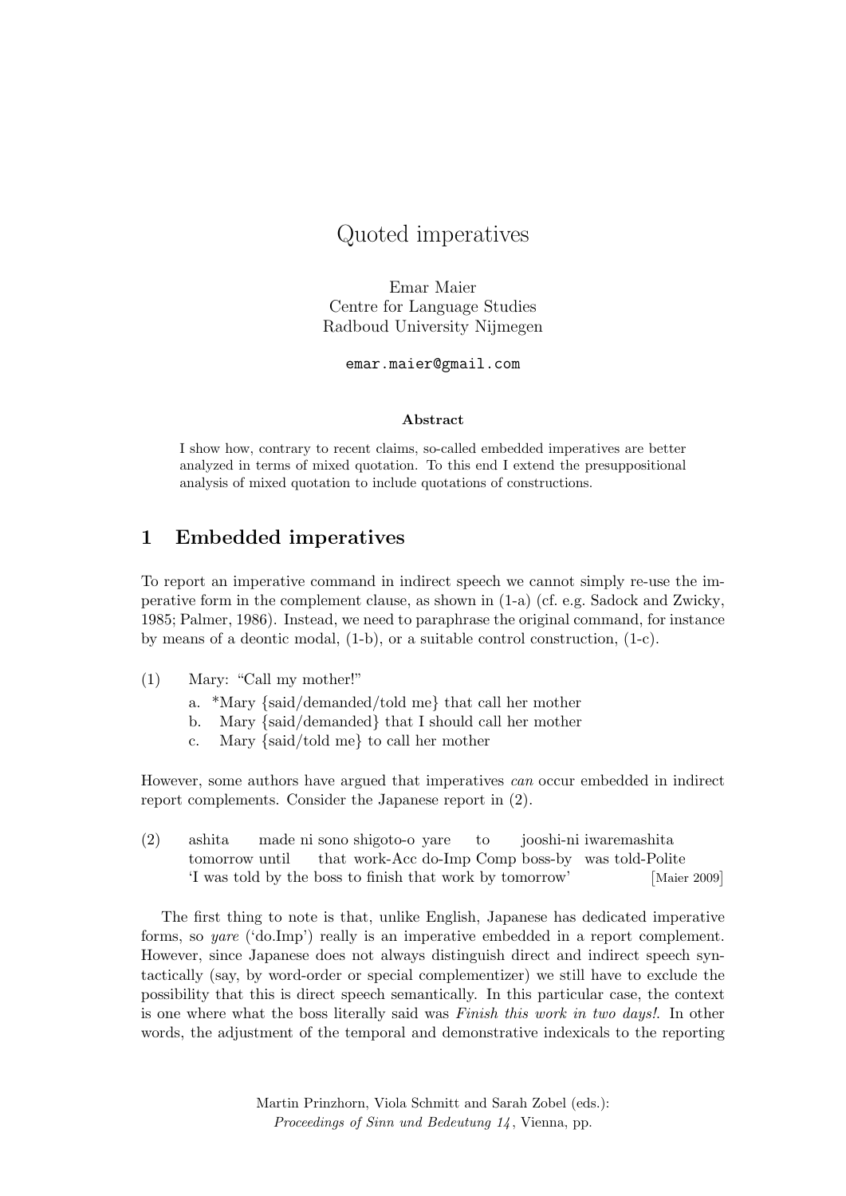# Quoted imperatives

Emar Maier
Centre for Language Studies
Radboud University Nijmegen

emar.maier@gmail.com

### Abstract

I show how, contrary to recent claims, so-called embedded imperatives are better analyzed in terms of mixed quotation. To this end I extend the presuppositional analysis of mixed quotation to include quotations of constructions.

## 1 Embedded imperatives

To report an imperative command in indirect speech we cannot simply re-use the imperative form in the complement clause, as shown in (1-a) (cf. e.g. Sadock and Zwicky, 1985; Palmer, 1986). Instead, we need to paraphrase the original command, for instance by means of a deontic modal, (1-b), or a suitable control construction, (1-c).

(1) Mary: "Call my mother!"

a. *Mary {said/demanded/told me} that call her mother
b. Mary {said/demanded} that I should call her mother
c. Mary {said/told me} to call her mother

However, some authors have argued that imperatives *can* occur embedded in indirect report complements. Consider the Japanese report in (2).

(2) ashita made ni sono shigoto-o yare to jooshi-ni iwaremashita
tomorrow until that work-Acc do-Imp Comp boss-by was told-Polite
'I was told by the boss to finish that work by tomorrow' [Maier 2009]

The first thing to note is that, unlike English, Japanese has dedicated imperative forms, so *yare* ('do.Imp') really is an imperative embedded in a report complement. However, since Japanese does not always distinguish direct and indirect speech syntactically (say, by word-order or special complementizer) we still have to exclude the possibility that this is direct speech semantically. In this particular case, the context is one where what the boss literally said was *Finish this work in two days!*. In other words, the adjustment of the temporal and demonstrative indexicals to the reporting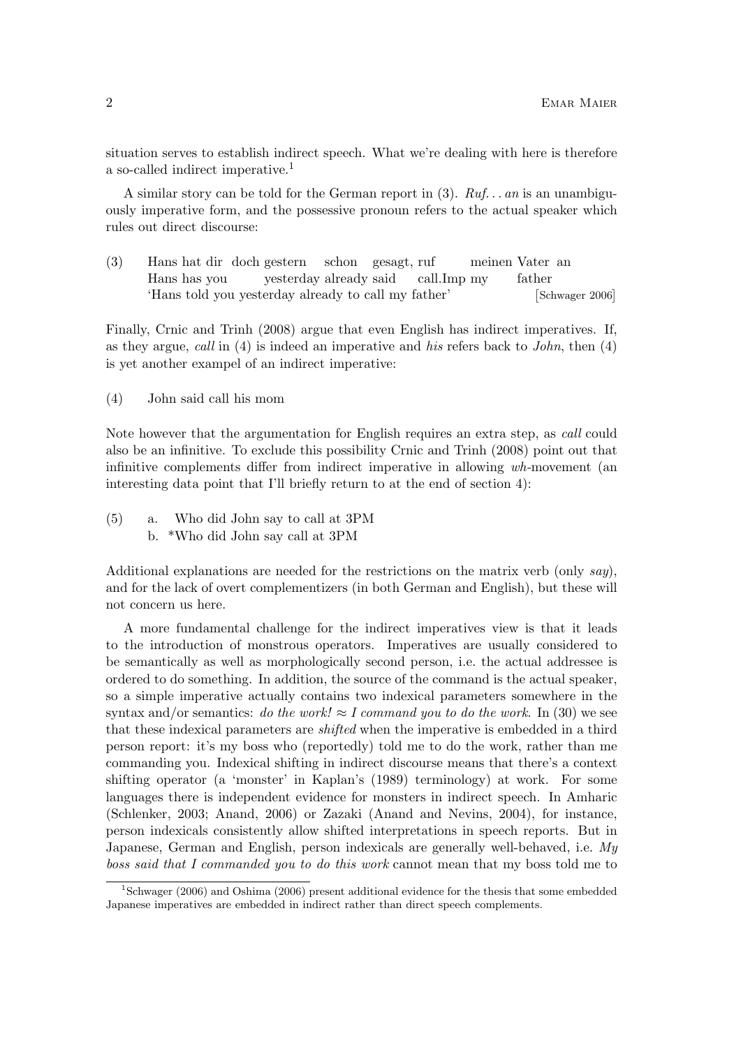situation serves to establish indirect speech. What we're dealing with here is therefore a so-called indirect imperative.[1]

A similar story can be told for the German report in (3). *Ruf...an* is an unambiguously imperative form, and the possessive pronoun refers to the actual speaker which rules out direct discourse:

(3) Hans hat dir doch gestern schon gesagt, ruf meinen Vater an
    Hans has you yesterday already said call.Imp my father
    'Hans told you yesterday already to call my father' [Schwager 2006]

Finally, Crnic and Trinh (2008) argue that even English has indirect imperatives. If, as they argue, *call* in (4) is indeed an imperative and *his* refers back to *John*, then (4) is yet another exampel of an indirect imperative:

(4) John said call his mom

Note however that the argumentation for English requires an extra step, as *call* could also be an infinitive. To exclude this possibility Crnic and Trinh (2008) point out that infinitive complements differ from indirect imperative in allowing *wh*-movement (an interesting data point that I'll briefly return to at the end of section 4):

(5) a. Who did John say to call at 3PM
    b. *Who did John say call at 3PM

Additional explanations are needed for the restrictions on the matrix verb (only *say*), and for the lack of overt complementizers (in both German and English), but these will not concern us here.

A more fundamental challenge for the indirect imperatives view is that it leads to the introduction of monstrous operators. Imperatives are usually considered to be semantically as well as morphologically second person, i.e. the actual addressee is ordered to do something. In addition, the source of the command is the actual speaker, so a simple imperative actually contains two indexical parameters somewhere in the syntax and/or semantics: *do the work!* $\approx$ *I command you to do the work*. In (30) we see that these indexical parameters are *shifted* when the imperative is embedded in a third person report: it's my boss who (reportedly) told me to do the work, rather than me commanding you. Indexical shifting in indirect discourse means that there's a context shifting operator (a 'monster' in Kaplan's (1989) terminology) at work. For some languages there is independent evidence for monsters in indirect speech. In Amharic (Schlenker, 2003; Anand, 2006) or Zazaki (Anand and Nevins, 2004), for instance, person indexicals consistently allow shifted interpretations in speech reports. But in Japanese, German and English, person indexicals are generally well-behaved, i.e. *My boss said that I commanded you to do this work* cannot mean that my boss told me to

[1] Schwager (2006) and Oshima (2006) present additional evidence for the thesis that some embedded Japanese imperatives are embedded in indirect rather than direct speech complements.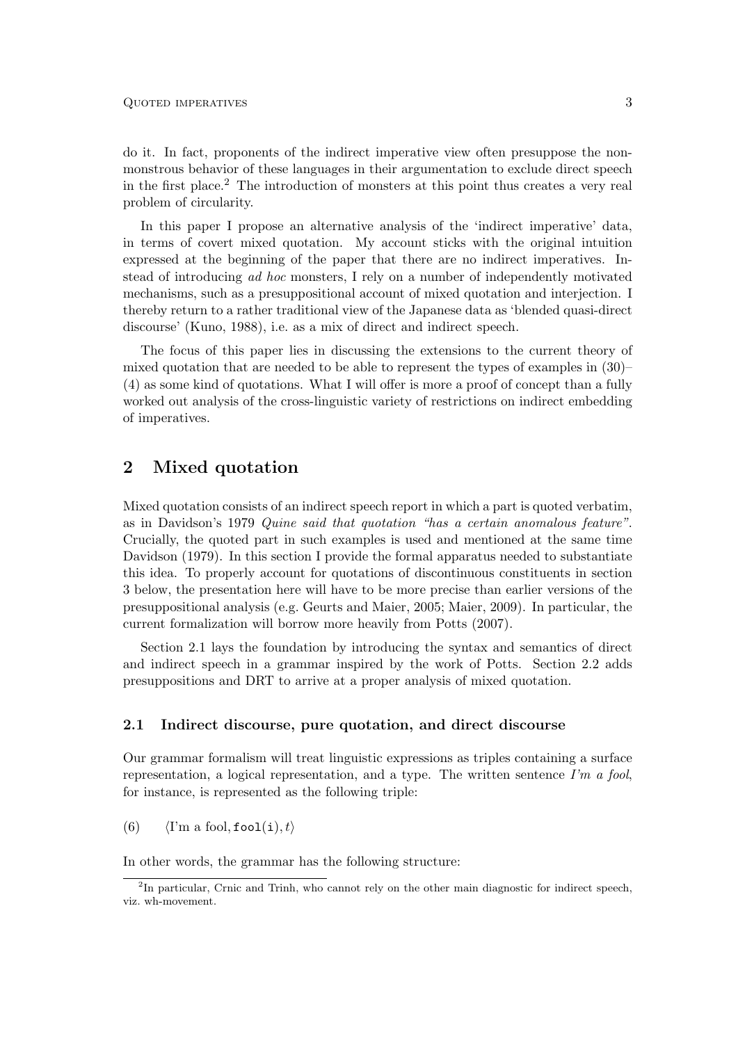do it. In fact, proponents of the indirect imperative view often presuppose the non-monstrous behavior of these languages in their argumentation to exclude direct speech in the first place.[2] The introduction of monsters at this point thus creates a very real problem of circularity.

In this paper I propose an alternative analysis of the 'indirect imperative' data, in terms of covert mixed quotation. My account sticks with the original intuition expressed at the beginning of the paper that there are no indirect imperatives. Instead of introducing *ad hoc* monsters, I rely on a number of independently motivated mechanisms, such as a presuppositional account of mixed quotation and interjection. I thereby return to a rather traditional view of the Japanese data as 'blended quasi-direct discourse' (Kuno, 1988), i.e. as a mix of direct and indirect speech.

The focus of this paper lies in discussing the extensions to the current theory of mixed quotation that are needed to be able to represent the types of examples in (30)–(4) as some kind of quotations. What I will offer is more a proof of concept than a fully worked out analysis of the cross-linguistic variety of restrictions on indirect embedding of imperatives.

## 2 Mixed quotation

Mixed quotation consists of an indirect speech report in which a part is quoted verbatim, as in Davidson's 1979 *Quine said that quotation "has a certain anomalous feature"*. Crucially, the quoted part in such examples is used and mentioned at the same time Davidson (1979). In this section I provide the formal apparatus needed to substantiate this idea. To properly account for quotations of discontinuous constituents in section 3 below, the presentation here will have to be more precise than earlier versions of the presuppositional analysis (e.g. Geurts and Maier, 2005; Maier, 2009). In particular, the current formalization will borrow more heavily from Potts (2007).

Section 2.1 lays the foundation by introducing the syntax and semantics of direct and indirect speech in a grammar inspired by the work of Potts. Section 2.2 adds presuppositions and DRT to arrive at a proper analysis of mixed quotation.

### 2.1 Indirect discourse, pure quotation, and direct discourse

Our grammar formalism will treat linguistic expressions as triples containing a surface representation, a logical representation, and a type. The written sentence *I'm a fool*, for instance, is represented as the following triple:

(6) $\langle \text{I'm a fool}, \texttt{fool}(\texttt{i}), t\rangle$

In other words, the grammar has the following structure:

[2] In particular, Crnic and Trinh, who cannot rely on the other main diagnostic for indirect speech, viz. wh-movement.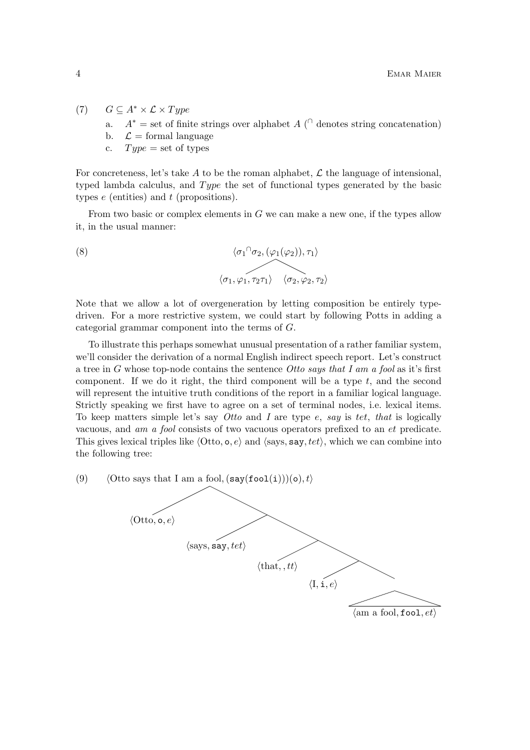(7) $G \subseteq A^* \times \mathcal{L} \times Type$

a. $A^*$ = set of finite strings over alphabet $A$ ($^\frown$ denotes string concatenation)

b. $\mathcal{L}$ = formal language

c. $Type$ = set of types

For concreteness, let's take $A$ to be the roman alphabet, $\mathcal{L}$ the language of intensional, typed lambda calculus, and $Type$ the set of functional types generated by the basic types $e$ (entities) and $t$ (propositions).

From two basic or complex elements in $G$ we can make a new one, if the types allow it, in the usual manner:

(8)

$$\langle \sigma_1{}^\frown\sigma_2, (\varphi_1(\varphi_2)), \tau_1\rangle$$

$$\langle \sigma_1, \varphi_1, \tau_2\tau_1\rangle \quad \langle \sigma_2, \varphi_2, \tau_2\rangle$$

Note that we allow a lot of overgeneration by letting composition be entirely type-driven. For a more restrictive system, we could start by following Potts in adding a categorial grammar component into the terms of $G$.

To illustrate this perhaps somewhat unusual presentation of a rather familiar system, we'll consider the derivation of a normal English indirect speech report. Let's construct a tree in $G$ whose top-node contains the sentence *Otto says that I am a fool* as it's first component. If we do it right, the third component will be a type $t$, and the second will represent the intuitive truth conditions of the report in a familiar logical language. Strictly speaking we first have to agree on a set of terminal nodes, i.e. lexical items. To keep matters simple let's say *Otto* and *I* are type $e$, *say* is $tet$, *that* is logically vacuous, and *am a fool* consists of two vacuous operators prefixed to an $et$ predicate. This gives lexical triples like $\langle \text{Otto}, \texttt{o}, e\rangle$ and $\langle \text{says}, \texttt{say}, tet\rangle$, which we can combine into the following tree:

(9) $\langle \text{Otto says that I am a fool}, (\texttt{say}(\texttt{fool}(\texttt{i})))(\texttt{o}), t\rangle$

- $\langle \text{Otto}, \texttt{o}, e\rangle$
- 
  - $\langle \text{says}, \texttt{say}, tet\rangle$
  - 
    - $\langle \text{that}, , tt\rangle$
    - 
      - $\langle \text{I}, \texttt{i}, e\rangle$
      - $\langle \text{am a fool}, \texttt{fool}, et\rangle$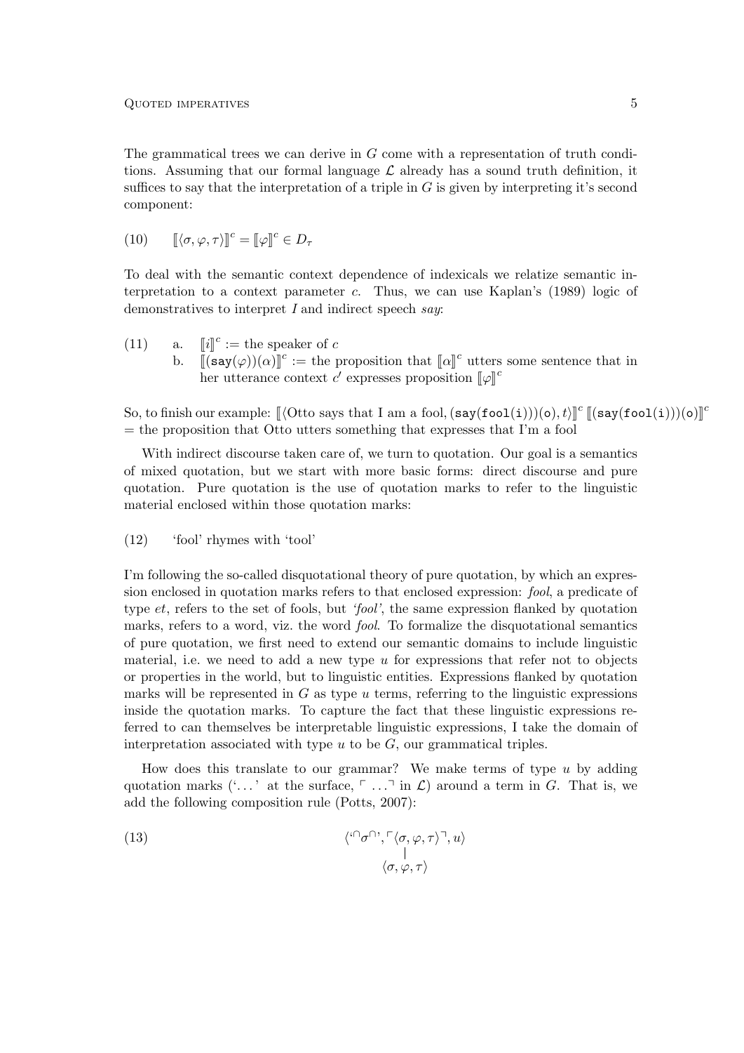The grammatical trees we can derive in $G$ come with a representation of truth conditions. Assuming that our formal language $\mathcal{L}$ already has a sound truth definition, it suffices to say that the interpretation of a triple in $G$ is given by interpreting it's second component:

(10) $\quad [\![\langle \sigma, \varphi, \tau \rangle]\!]^c = [\![\varphi]\!]^c \in D_\tau$

To deal with the semantic context dependence of indexicals we relatize semantic interpretation to a context parameter $c$. Thus, we can use Kaplan's (1989) logic of demonstratives to interpret *I* and indirect speech *say*:

(11) a. $[\![i]\!]^c :=$ the speaker of $c$

b. $[\![(\mathtt{say}(\varphi))(\alpha)]\!]^c :=$ the proposition that $[\![\alpha]\!]^c$ utters some sentence that in her utterance context $c'$ expresses proposition $[\![\varphi]\!]^c$

So, to finish our example: $[\![\langle \text{Otto says that I am a fool}, (\mathtt{say}(\mathtt{fool}(\mathtt{i})))(\mathtt{o}), t\rangle]\!]^c$ $[\![(\mathtt{say}(\mathtt{fool}(\mathtt{i})))(\mathtt{o})]\!]^c$ = the proposition that Otto utters something that expresses that I'm a fool

With indirect discourse taken care of, we turn to quotation. Our goal is a semantics of mixed quotation, but we start with more basic forms: direct discourse and pure quotation. Pure quotation is the use of quotation marks to refer to the linguistic material enclosed within those quotation marks:

(12) 'fool' rhymes with 'tool'

I'm following the so-called disquotational theory of pure quotation, by which an expression enclosed in quotation marks refers to that enclosed expression: *fool*, a predicate of type $et$, refers to the set of fools, but *'fool'*, the same expression flanked by quotation marks, refers to a word, viz. the word *fool*. To formalize the disquotational semantics of pure quotation, we first need to extend our semantic domains to include linguistic material, i.e. we need to add a new type $u$ for expressions that refer not to objects or properties in the world, but to linguistic entities. Expressions flanked by quotation marks will be represented in $G$ as type $u$ terms, referring to the linguistic expressions inside the quotation marks. To capture the fact that these linguistic expressions referred to can themselves be interpretable linguistic expressions, I take the domain of interpretation associated with type $u$ to be $G$, our grammatical triples.

How does this translate to our grammar? We make terms of type $u$ by adding quotation marks ('…' at the surface, $\ulcorner \ldots \urcorner$ in $\mathcal{L}$) around a term in $G$. That is, we add the following composition rule (Potts, 2007):

(13)
$$\begin{array}{c} \langle `{}^\frown\sigma^\frown{}', \ulcorner\langle \sigma, \varphi, \tau\rangle\urcorner, u\rangle \\ | \\ \langle \sigma, \varphi, \tau\rangle \end{array}$$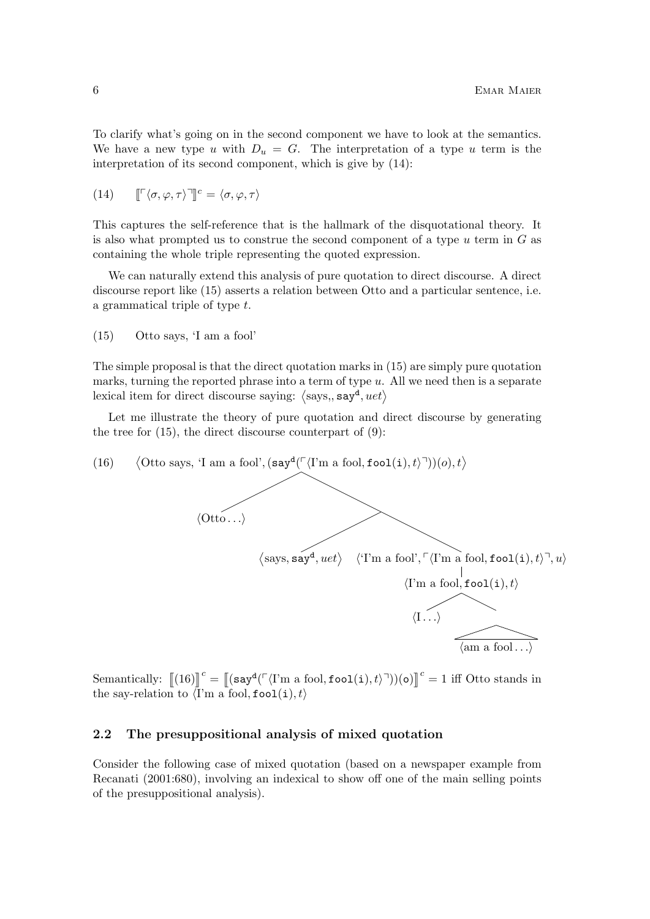To clarify what's going on in the second component we have to look at the semantics. We have a new type $u$ with $D_u = G$. The interpretation of a type $u$ term is the interpretation of its second component, which is give by (14):

(14) $$[\![\ulcorner\langle\sigma,\varphi,\tau\rangle\urcorner]\!]^c = \langle\sigma,\varphi,\tau\rangle$$

This captures the self-reference that is the hallmark of the disquotational theory. It is also what prompted us to construe the second component of a type $u$ term in $G$ as containing the whole triple representing the quoted expression.

We can naturally extend this analysis of pure quotation to direct discourse. A direct discourse report like (15) asserts a relation between Otto and a particular sentence, i.e. a grammatical triple of type $t$.

(15) Otto says, 'I am a fool'

The simple proposal is that the direct quotation marks in (15) are simply pure quotation marks, turning the reported phrase into a term of type $u$. All we need then is a separate lexical item for direct discourse saying: $\langle \text{says,}, \texttt{say}^{\texttt{d}}, uet\rangle$

Let me illustrate the theory of pure quotation and direct discourse by generating the tree for (15), the direct discourse counterpart of (9):

(16) $\langle \text{Otto says, 'I am a fool'}, (\texttt{say}^{\texttt{d}}(\ulcorner\langle \text{I'm a fool}, \texttt{fool}(\texttt{i}), t\rangle\urcorner))(o), t\rangle$

- $\langle \text{Otto}\ldots\rangle$
- 
  - $\langle \text{says}, \texttt{say}^{\texttt{d}}, uet\rangle$
  - $\langle \text{'I'm a fool'}, \ulcorner\langle \text{I'm a fool}, \texttt{fool}(\texttt{i}), t\rangle\urcorner, u\rangle$
    - $\langle \text{I'm a fool}, \texttt{fool}(\texttt{i}), t\rangle$
      - $\langle \text{I}\ldots\rangle$
      - $\langle \text{am a fool}\ldots\rangle$

Semantically: $[\![(16)]\!]^c = [\![(\texttt{say}^{\texttt{d}}(\ulcorner\langle \text{I'm a fool}, \texttt{fool}(\texttt{i}), t\rangle\urcorner))(\texttt{o})]\!]^c = 1$ iff Otto stands in the say-relation to $\langle \text{I'm a fool}, \texttt{fool}(\texttt{i}), t\rangle$

### 2.2 The presuppositional analysis of mixed quotation

Consider the following case of mixed quotation (based on a newspaper example from Recanati (2001:680), involving an indexical to show off one of the main selling points of the presuppositional analysis).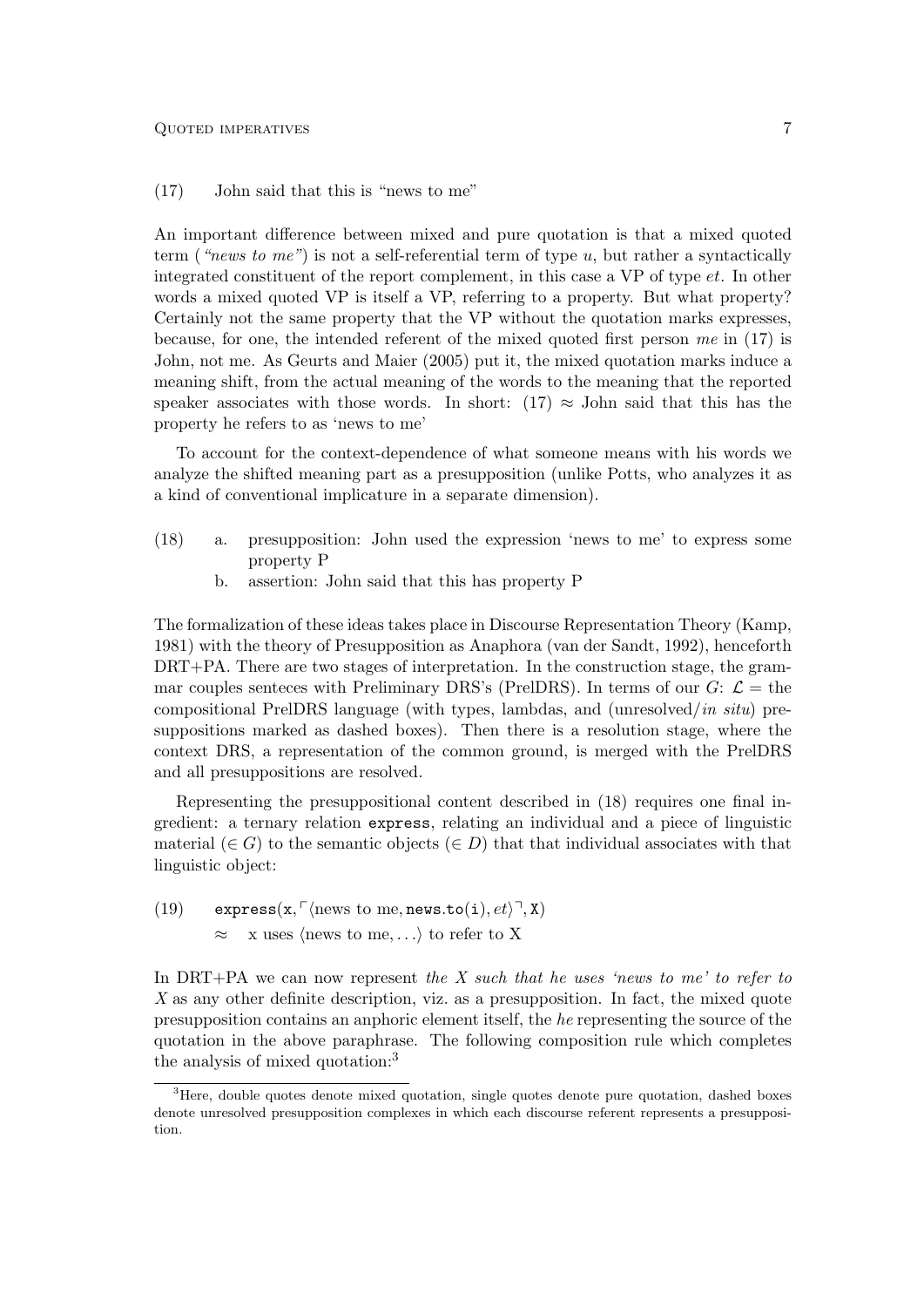(17) John said that this is “news to me”

An important difference between mixed and pure quotation is that a mixed quoted term (*“news to me”*) is not a self-referential term of type $u$, but rather a syntactically integrated constituent of the report complement, in this case a VP of type $et$. In other words a mixed quoted VP is itself a VP, referring to a property. But what property? Certainly not the same property that the VP without the quotation marks expresses, because, for one, the intended referent of the mixed quoted first person *me* in (17) is John, not me. As Geurts and Maier (2005) put it, the mixed quotation marks induce a meaning shift, from the actual meaning of the words to the meaning that the reported speaker associates with those words. In short: (17) $\approx$ John said that this has the property he refers to as ‘news to me’

To account for the context-dependence of what someone means with his words we analyze the shifted meaning part as a presupposition (unlike Potts, who analyzes it as a kind of conventional implicature in a separate dimension).

(18) a. presupposition: John used the expression ‘news to me’ to express some property P

b. assertion: John said that this has property P

The formalization of these ideas takes place in Discourse Representation Theory (Kamp, 1981) with the theory of Presupposition as Anaphora (van der Sandt, 1992), henceforth DRT+PA. There are two stages of interpretation. In the construction stage, the grammar couples senteces with Preliminary DRS’s (PrelDRS). In terms of our $G$: $\mathcal{L}$ = the compositional PrelDRS language (with types, lambdas, and (unresolved/*in situ*) presuppositions marked as dashed boxes). Then there is a resolution stage, where the context DRS, a representation of the common ground, is merged with the PrelDRS and all presuppositions are resolved.

Representing the presuppositional content described in (18) requires one final ingredient: a ternary relation `express`, relating an individual and a piece of linguistic material ($\in G$) to the semantic objects ($\in D$) that that individual associates with that linguistic object:

(19) $\texttt{express}(\texttt{x}, \ulcorner\langle \text{news to me}, \texttt{news.to(i)}, et\rangle\urcorner, \texttt{X})$

$\approx$ x uses $\langle$news to me, $\ldots\rangle$ to refer to X

In DRT+PA we can now represent *the X such that he uses ‘news to me’ to refer to X* as any other definite description, viz. as a presupposition. In fact, the mixed quote presupposition contains an anphoric element itself, the *he* representing the source of the quotation in the above paraphrase. The following composition rule which completes the analysis of mixed quotation:[3]

[3] Here, double quotes denote mixed quotation, single quotes denote pure quotation, dashed boxes denote unresolved presupposition complexes in which each discourse referent represents a presupposition.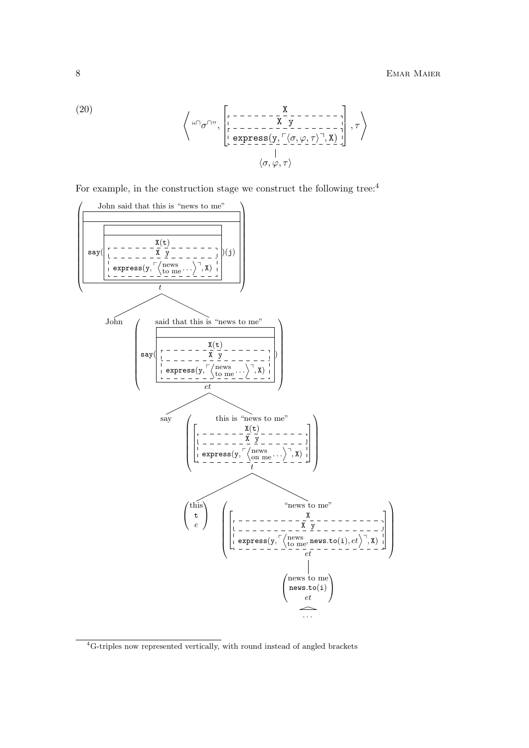(20)

$$\left\langle \text{``}{}^{\cap}\sigma^{\cap}\text{''}, \left[\begin{array}{c} \texttt{X} \\ \hline \texttt{X}\ \ \texttt{y} \\ \hline \texttt{express}(\texttt{y}, \ulcorner\langle\sigma,\varphi,\tau\rangle\urcorner, \texttt{X}) \end{array}\right], \tau \right\rangle$$
$$|$$
$$\langle\sigma,\varphi,\tau\rangle$$

For example, in the construction stage we construct the following tree:[4]

$$\left(\begin{array}{c} \text{John said that this is ``news to me''} \\ \left[\begin{array}{c} \\ \hline \texttt{say}\left(\left[\begin{array}{c} \\ \hline \begin{array}{c} \texttt{X(t)} \\ \hline \texttt{X}\ \ \texttt{y} \\ \hline \texttt{express}(\texttt{y}, \ulcorner\left\langle \begin{smallmatrix}\text{news}\\ \text{to me}\end{smallmatrix} \ldots \right\rangle\urcorner, \texttt{X}) \end{array}\end{array}\right]\right)(\texttt{j}) \end{array}\right] \\ t \end{array}\right)$$

- John
- $$\left(\begin{array}{c} \text{said that this is ``news to me''} \\ \texttt{say}\left(\left[\begin{array}{c} \\ \hline \begin{array}{c} \texttt{X(t)} \\ \hline \texttt{X}\ \ \texttt{y} \\ \hline \texttt{express}(\texttt{y}, \ulcorner\left\langle \begin{smallmatrix}\text{news}\\ \text{to me}\end{smallmatrix} \ldots \right\rangle\urcorner, \texttt{X}) \end{array}\end{array}\right]\right) \\ et \end{array}\right)$$
  - say
  - $$\left(\begin{array}{c} \text{this is ``news to me''} \\ \left[\begin{array}{c} \texttt{X(t)} \\ \hline \texttt{X}\ \ \texttt{y} \\ \hline \texttt{express}(\texttt{y}, \ulcorner\left\langle \begin{smallmatrix}\text{news}\\ \text{on me}\end{smallmatrix} \ldots \right\rangle\urcorner, \texttt{X}) \end{array}\right] \\ t \end{array}\right)$$
    - $$\left(\begin{array}{c} \text{this} \\ \texttt{t} \\ e \end{array}\right)$$
    - $$\left(\begin{array}{c} \text{``news to me''} \\ \left[\begin{array}{c} \texttt{X} \\ \hline \texttt{X}\ \ \texttt{y} \\ \hline \texttt{express}(\texttt{y}, \ulcorner\left\langle \begin{smallmatrix}\text{news}\\ \text{to me}\end{smallmatrix}, \texttt{news.to(i)}, et \right\rangle\urcorner, \texttt{X}) \end{array}\right] \\ et \end{array}\right)$$
      - $$\left(\begin{array}{c} \text{news to me} \\ \texttt{news.to(i)} \\ et \end{array}\right)$$
        - ...

[4] G-triples now represented vertically, with round instead of angled brackets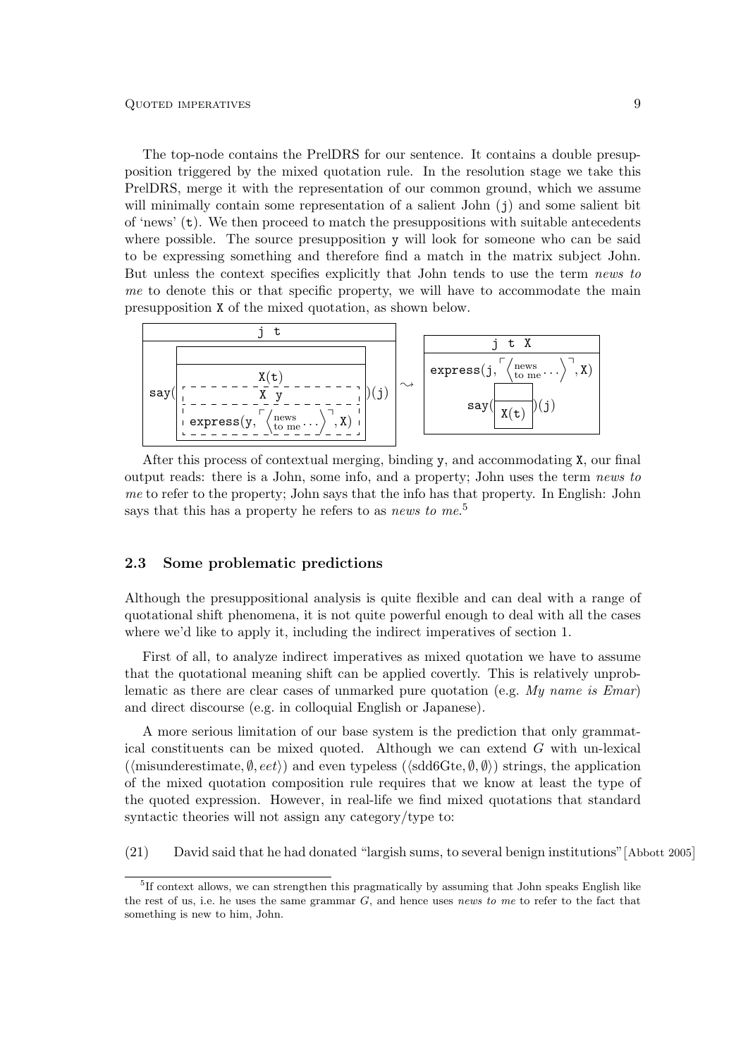The top-node contains the PrelDRS for our sentence. It contains a double presupposition triggered by the mixed quotation rule. In the resolution stage we take this PrelDRS, merge it with the representation of our common ground, which we assume will minimally contain some representation of a salient John (j) and some salient bit of 'news' (t). We then proceed to match the presuppositions with suitable antecedents where possible. The source presupposition y will look for someone who can be said to be expressing something and therefore find a match in the matrix subject John. But unless the context specifies explicitly that John tends to use the term *news to me* to denote this or that specific property, we will have to accommodate the main presupposition X of the mixed quotation, as shown below.

$$
\begin{array}{|c|}\hline \texttt{j t} \\ \hline \texttt{say}\left(\begin{array}{|c|}\hline \\ \hline \texttt{X(t)} \\ \begin{array}{|c|}\hline \texttt{X y} \\ \hline \texttt{express(y, } \ulcorner\langle \text{news to me} \ldots\rangle\urcorner\texttt{, X)} \\ \hline \end{array} \\ \hline \end{array}\right)\texttt{(j)} \\ \hline \end{array}
\rightsquigarrow
\begin{array}{|c|}\hline \texttt{j t X} \\ \hline \texttt{express(j, } \ulcorner\langle \text{news to me} \ldots\rangle\urcorner\texttt{, X)} \\ \texttt{say}\left(\begin{array}{|c|}\hline \\ \hline \texttt{X(t)} \\ \hline \end{array}\right)\texttt{(j)} \\ \hline \end{array}
$$

After this process of contextual merging, binding y, and accommodating X, our final output reads: there is a John, some info, and a property; John uses the term *news to me* to refer to the property; John says that the info has that property. In English: John says that this has a property he refers to as *news to me*.[5]

### 2.3 Some problematic predictions

Although the presuppositional analysis is quite flexible and can deal with a range of quotational shift phenomena, it is not quite powerful enough to deal with all the cases where we'd like to apply it, including the indirect imperatives of section 1.

First of all, to analyze indirect imperatives as mixed quotation we have to assume that the quotational meaning shift can be applied covertly. This is relatively unproblematic as there are clear cases of unmarked pure quotation (e.g. *My name is Emar*) and direct discourse (e.g. in colloquial English or Japanese).

A more serious limitation of our base system is the prediction that only grammatical constituents can be mixed quoted. Although we can extend $G$ with un-lexical ($\langle \text{misunderestimate}, \emptyset, eet \rangle$) and even typeless ($\langle \text{sdd6Gte}, \emptyset, \emptyset \rangle$) strings, the application of the mixed quotation composition rule requires that we know at least the type of the quoted expression. However, in real-life we find mixed quotations that standard syntactic theories will not assign any category/type to:

(21) David said that he had donated "largish sums, to several benign institutions" [Abbott 2005]

[5] If context allows, we can strengthen this pragmatically by assuming that John speaks English like the rest of us, i.e. he uses the same grammar $G$, and hence uses *news to me* to refer to the fact that something is new to him, John.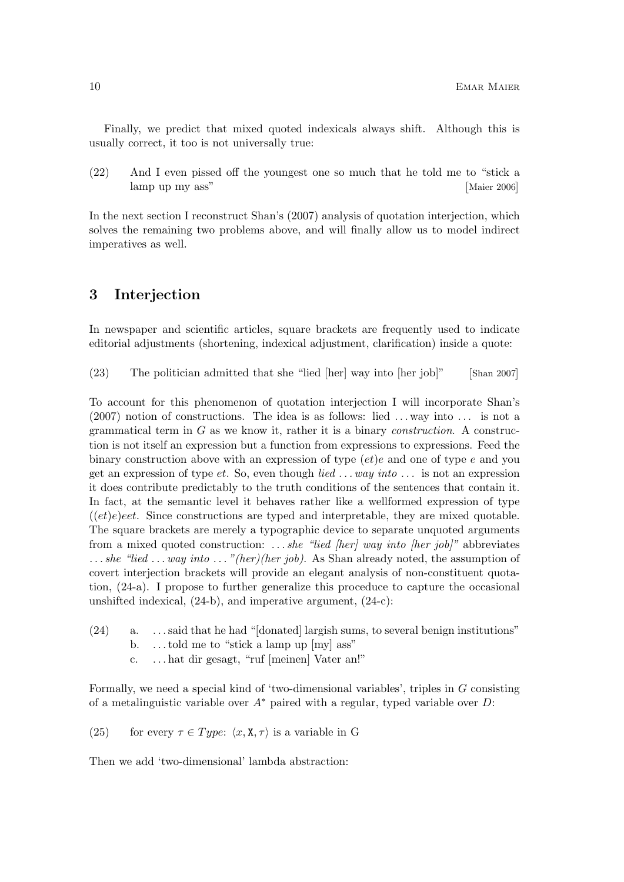Finally, we predict that mixed quoted indexicals always shift. Although this is usually correct, it too is not universally true:

(22) And I even pissed off the youngest one so much that he told me to "stick a lamp up my ass" [Maier 2006]

In the next section I reconstruct Shan's (2007) analysis of quotation interjection, which solves the remaining two problems above, and will finally allow us to model indirect imperatives as well.

## 3 Interjection

In newspaper and scientific articles, square brackets are frequently used to indicate editorial adjustments (shortening, indexical adjustment, clarification) inside a quote:

(23) The politician admitted that she "lied [her] way into [her job]" [Shan 2007]

To account for this phenomenon of quotation interjection I will incorporate Shan's (2007) notion of constructions. The idea is as follows: lied ... way into ... is not a grammatical term in $G$ as we know it, rather it is a binary *construction*. A construction is not itself an expression but a function from expressions to expressions. Feed the binary construction above with an expression of type $(et)e$ and one of type $e$ and you get an expression of type $et$. So, even though *lied ... way into ...* is not an expression it does contribute predictably to the truth conditions of the sentences that contain it. In fact, at the semantic level it behaves rather like a wellformed expression of type $((et)e)eet$. Since constructions are typed and interpretable, they are mixed quotable. The square brackets are merely a typographic device to separate unquoted arguments from a mixed quoted construction: *... she "lied [her] way into [her job]"* abbreviates *... she "lied ... way into ... "(her)(her job)*. As Shan already noted, the assumption of covert interjection brackets will provide an elegant analysis of non-constituent quotation, (24-a). I propose to further generalize this proceduce to capture the occasional unshifted indexical, (24-b), and imperative argument, (24-c):

(24) a. ... said that he had "[donated] largish sums, to several benign institutions"
b. ... told me to "stick a lamp up [my] ass"
c. ... hat dir gesagt, "ruf [meinen] Vater an!"

Formally, we need a special kind of 'two-dimensional variables', triples in $G$ consisting of a metalinguistic variable over $A^*$ paired with a regular, typed variable over $D$:

(25) for every $\tau \in Type$: $\langle x, \mathtt{X}, \tau\rangle$ is a variable in G

Then we add 'two-dimensional' lambda abstraction: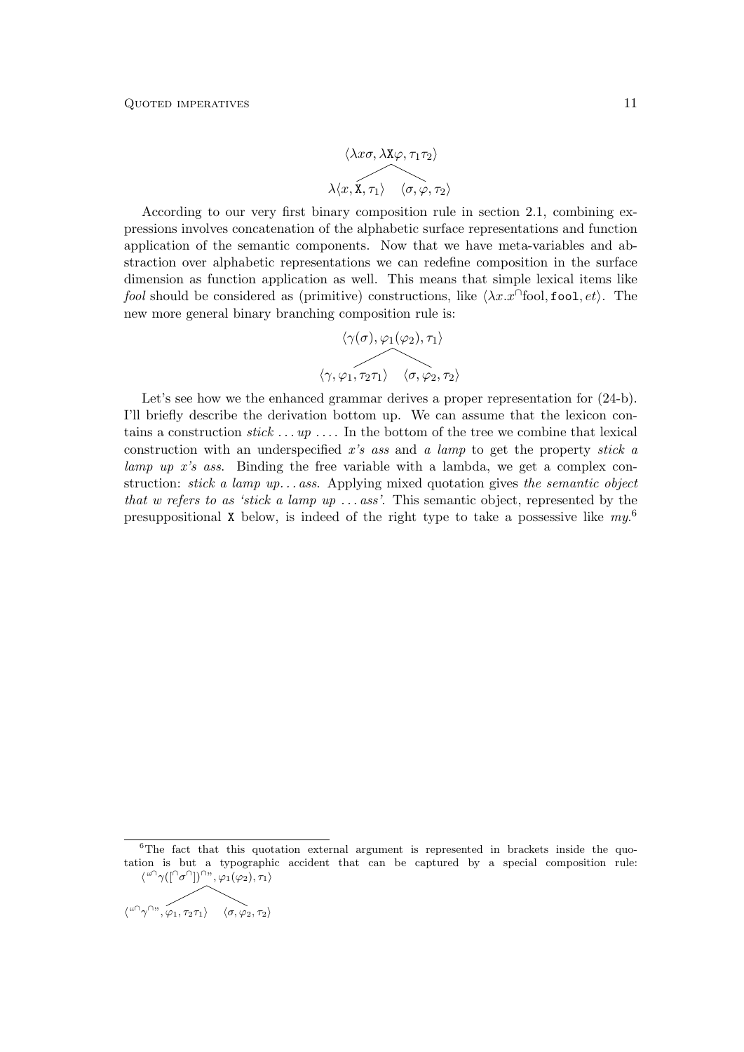$$\begin{array}{c} \langle \lambda x \sigma, \lambda \mathtt{X} \varphi, \tau_1 \tau_2 \rangle \\ \diagup \quad \diagdown \\ \lambda \langle x, \mathtt{X}, \tau_1 \rangle \quad \langle \sigma, \varphi, \tau_2 \rangle \end{array}$$

According to our very first binary composition rule in section 2.1, combining expressions involves concatenation of the alphabetic surface representations and function application of the semantic components. Now that we have meta-variables and abstraction over alphabetic representations we can redefine composition in the surface dimension as function application as well. This means that simple lexical items like *fool* should be considered as (primitive) constructions, like $\langle \lambda x. x^{\cap}\text{fool}, \mathtt{fool}, et \rangle$. The new more general binary branching composition rule is:

$$\begin{array}{c} \langle \gamma(\sigma), \varphi_1(\varphi_2), \tau_1 \rangle \\ \diagup \quad \diagdown \\ \langle \gamma, \varphi_1, \tau_2 \tau_1 \rangle \quad \langle \sigma, \varphi_2, \tau_2 \rangle \end{array}$$

Let's see how we the enhanced grammar derives a proper representation for (24-b). I'll briefly describe the derivation bottom up. We can assume that the lexicon contains a construction *stick ... up ...*. In the bottom of the tree we combine that lexical construction with an underspecified *x's ass* and *a lamp* to get the property *stick a lamp up x's ass*. Binding the free variable with a lambda, we get a complex construction: *stick a lamp up... ass*. Applying mixed quotation gives *the semantic object that w refers to as 'stick a lamp up ... ass'*. This semantic object, represented by the presuppositional X below, is indeed of the right type to take a possessive like *my*.[6]

[6] The fact that this quotation external argument is represented in brackets inside the quotation is but a typographic accident that can be captured by a special composition rule:

$$\begin{array}{c} \langle ``^{\cap}\gamma([^{\cap}\sigma^{\cap}])^{\cap}", \varphi_1(\varphi_2), \tau_1 \rangle \\ \diagup \quad \diagdown \\ \langle ``^{\cap}\gamma^{\cap}", \varphi_1, \tau_2 \tau_1 \rangle \quad \langle \sigma, \varphi_2, \tau_2 \rangle \end{array}$$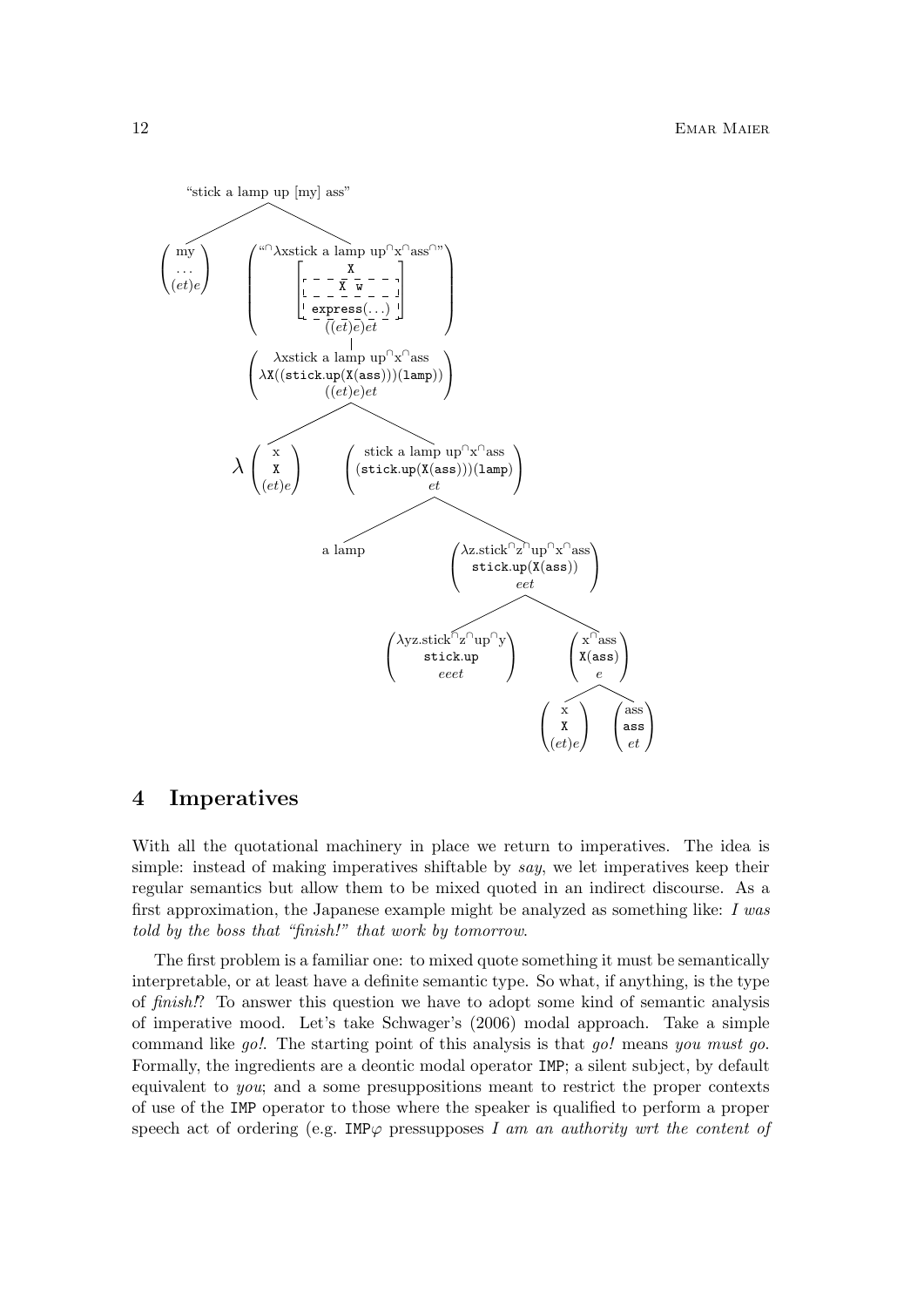"stick a lamp up [my] ass"

- $\begin{pmatrix} \text{my} \\ \ldots \\ (et)e \end{pmatrix}$
- $\begin{pmatrix} \text{“}^\cap\lambda\text{xstick a lamp up}^\cap\text{x}^\cap\text{ass}^\cap\text{”} \\ \left[\begin{array}{c} \texttt{X} \\ \hline \texttt{X w} \\ \hline \texttt{express}(\ldots) \end{array}\right] \\ ((et)e)et \end{pmatrix}$
  - $\begin{pmatrix} \lambda\text{xstick a lamp up}^\cap\text{x}^\cap\text{ass} \\ \lambda\texttt{X}((\texttt{stick.up}(\texttt{X}(\texttt{ass})))(\texttt{lamp})) \\ ((et)e)et \end{pmatrix}$
    - $\lambda \begin{pmatrix} \text{x} \\ \texttt{X} \\ (et)e \end{pmatrix}$
    - $\begin{pmatrix} \text{stick a lamp up}^\cap\text{x}^\cap\text{ass} \\ (\texttt{stick.up}(\texttt{X}(\texttt{ass})))(\texttt{lamp}) \\ et \end{pmatrix}$
      - a lamp
      - $\begin{pmatrix} \lambda\text{z.stick}^\cap\text{z}^\cap\text{up}^\cap\text{x}^\cap\text{ass} \\ \texttt{stick.up}(\texttt{X}(\texttt{ass})) \\ eet \end{pmatrix}$
        - $\begin{pmatrix} \lambda\text{yz.stick}^\cap\text{z}^\cap\text{up}^\cap\text{y} \\ \texttt{stick.up} \\ eeet \end{pmatrix}$
        - $\begin{pmatrix} \text{x}^\cap\text{ass} \\ \texttt{X}(\texttt{ass}) \\ e \end{pmatrix}$
          - $\begin{pmatrix} \text{x} \\ \texttt{X} \\ (et)e \end{pmatrix}$
          - $\begin{pmatrix} \text{ass} \\ \texttt{ass} \\ et \end{pmatrix}$

## 4 Imperatives

With all the quotational machinery in place we return to imperatives. The idea is simple: instead of making imperatives shiftable by *say*, we let imperatives keep their regular semantics but allow them to be mixed quoted in an indirect discourse. As a first approximation, the Japanese example might be analyzed as something like: *I was told by the boss that "finish!" that work by tomorrow*.

The first problem is a familiar one: to mixed quote something it must be semantically interpretable, or at least have a definite semantic type. So what, if anything, is the type of *finish!*? To answer this question we have to adopt some kind of semantic analysis of imperative mood. Let's take Schwager's (2006) modal approach. Take a simple command like *go!*. The starting point of this analysis is that *go!* means *you must go*. Formally, the ingredients are a deontic modal operator IMP; a silent subject, by default equivalent to *you*; and a some presuppositions meant to restrict the proper contexts of use of the IMP operator to those where the speaker is qualified to perform a proper speech act of ordering (e.g. IMP$\varphi$ pressupposes *I am an authority wrt the content of*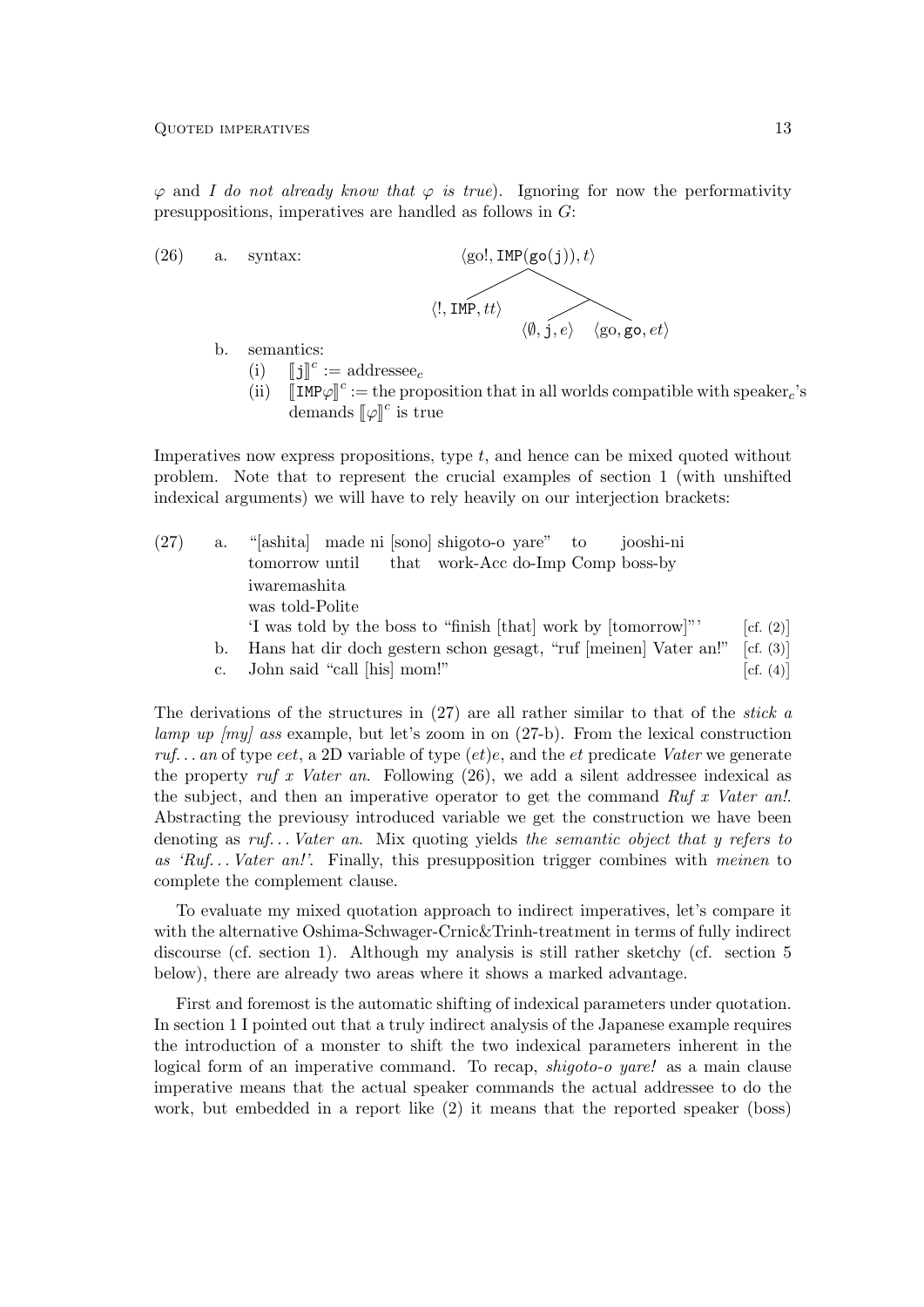$\varphi$ and *I do not already know that $\varphi$ is true*). Ignoring for now the performativity presuppositions, imperatives are handled as follows in $G$:

(26) a. syntax:

$$\langle \text{go!}, \texttt{IMP}(\texttt{go}(\texttt{j})), t \rangle$$

$$\langle !, \texttt{IMP}, tt \rangle \qquad \langle \emptyset, \texttt{j}, e \rangle \quad \langle \text{go}, \texttt{go}, et \rangle$$

b. semantics:

(i) $[\![\texttt{j}]\!]^c := \text{addressee}_c$

(ii) $[\![\texttt{IMP}\varphi]\!]^c :=$ the proposition that in all worlds compatible with speaker$_c$'s demands $[\![\varphi]\!]^c$ is true

Imperatives now express propositions, type $t$, and hence can be mixed quoted without problem. Note that to represent the crucial examples of section 1 (with unshifted indexical arguments) we will have to rely heavily on our interjection brackets:

(27) a. "[ashita] made ni [sono] shigoto-o yare" to jooshi-ni iwaremashita
tomorrow until that work-Acc do-Imp Comp boss-by was told-Polite
'I was told by the boss to "finish [that] work by [tomorrow]"' [cf. (2)]

b. Hans hat dir doch gestern schon gesagt, "ruf [meinen] Vater an!" [cf. (3)]

c. John said "call [his] mom!" [cf. (4)]

The derivations of the structures in (27) are all rather similar to that of the *stick a lamp up [my] ass* example, but let's zoom in on (27-b). From the lexical construction *ruf... an* of type *eet*, a 2D variable of type $(et)e$, and the *et* predicate *Vater* we generate the property *ruf x Vater an*. Following (26), we add a silent addressee indexical as the subject, and then an imperative operator to get the command *Ruf x Vater an!*. Abstracting the previousy introduced variable we get the construction we have been denoting as *ruf... Vater an*. Mix quoting yields *the semantic object that y refers to as 'Ruf... Vater an!'*. Finally, this presupposition trigger combines with *meinen* to complete the complement clause.

To evaluate my mixed quotation approach to indirect imperatives, let's compare it with the alternative Oshima-Schwager-Crnic&Trinh-treatment in terms of fully indirect discourse (cf. section 1). Although my analysis is still rather sketchy (cf. section 5 below), there are already two areas where it shows a marked advantage.

First and foremost is the automatic shifting of indexical parameters under quotation. In section 1 I pointed out that a truly indirect analysis of the Japanese example requires the introduction of a monster to shift the two indexical parameters inherent in the logical form of an imperative command. To recap, *shigoto-o yare!* as a main clause imperative means that the actual speaker commands the actual addressee to do the work, but embedded in a report like (2) it means that the reported speaker (boss)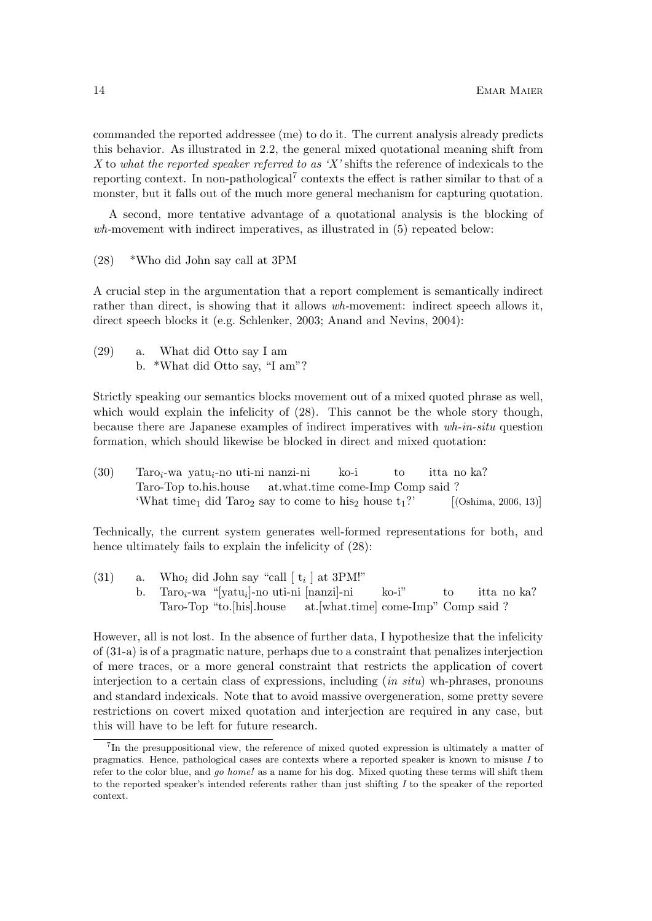commanded the reported addressee (me) to do it. The current analysis already predicts this behavior. As illustrated in 2.2, the general mixed quotational meaning shift from *X* to *what the reported speaker referred to as 'X'* shifts the reference of indexicals to the reporting context. In non-pathological[7] contexts the effect is rather similar to that of a monster, but it falls out of the much more general mechanism for capturing quotation.

A second, more tentative advantage of a quotational analysis is the blocking of *wh*-movement with indirect imperatives, as illustrated in (5) repeated below:

(28) \*Who did John say call at 3PM

A crucial step in the argumentation that a report complement is semantically indirect rather than direct, is showing that it allows *wh*-movement: indirect speech allows it, direct speech blocks it (e.g. Schlenker, 2003; Anand and Nevins, 2004):

(29) a. What did Otto say I am
b. \*What did Otto say, "I am"?

Strictly speaking our semantics blocks movement out of a mixed quoted phrase as well, which would explain the infelicity of (28). This cannot be the whole story though, because there are Japanese examples of indirect imperatives with *wh-in-situ* question formation, which should likewise be blocked in direct and mixed quotation:

(30) Taro$_i$-wa yatu$_i$-no uti-ni nanzi-ni ko-i to itta no ka?
Taro-Top to.his.house at.what.time come-Imp Comp said ?
'What time$_1$ did Taro$_2$ say to come to his$_2$ house t$_1$?' [(Oshima, 2006, 13)]

Technically, the current system generates well-formed representations for both, and hence ultimately fails to explain the infelicity of (28):

(31) a. Who$_i$ did John say "call [ t$_i$ ] at 3PM!"
b. Taro$_i$-wa "[yatu$_i$]-no uti-ni [nanzi]-ni ko-i" to itta no ka?
Taro-Top "to.[his].house at.[what.time] come-Imp" Comp said ?

However, all is not lost. In the absence of further data, I hypothesize that the infelicity of (31-a) is of a pragmatic nature, perhaps due to a constraint that penalizes interjection of mere traces, or a more general constraint that restricts the application of covert interjection to a certain class of expressions, including (*in situ*) wh-phrases, pronouns and standard indexicals. Note that to avoid massive overgeneration, some pretty severe restrictions on covert mixed quotation and interjection are required in any case, but this will have to be left for future research.

[7] In the presuppositional view, the reference of mixed quoted expression is ultimately a matter of pragmatics. Hence, pathological cases are contexts where a reported speaker is known to misuse *I* to refer to the color blue, and *go home!* as a name for his dog. Mixed quoting these terms will shift them to the reported speaker's intended referents rather than just shifting *I* to the speaker of the reported context.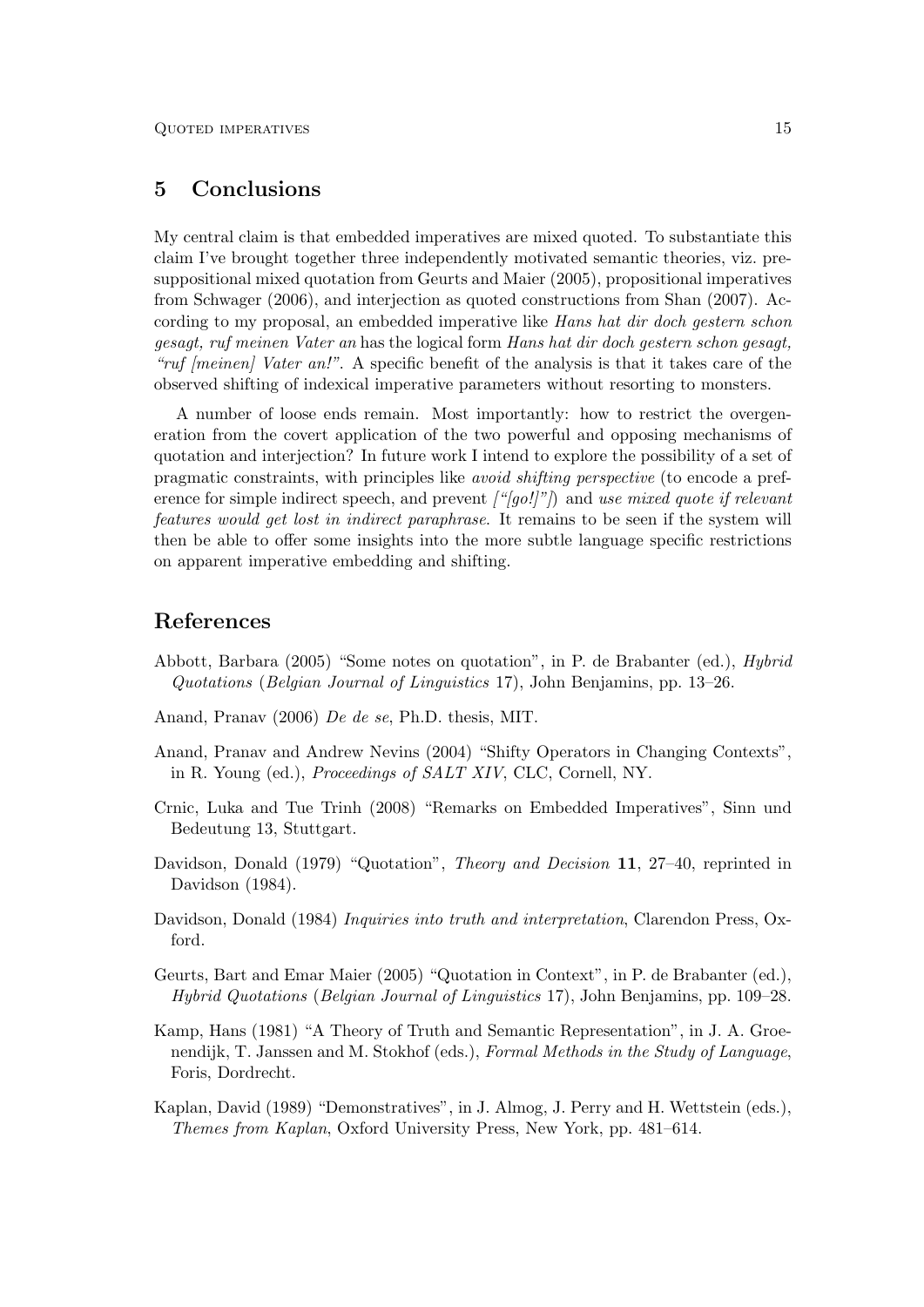## 5 Conclusions

My central claim is that embedded imperatives are mixed quoted. To substantiate this claim I've brought together three independently motivated semantic theories, viz. presuppositional mixed quotation from Geurts and Maier (2005), propositional imperatives from Schwager (2006), and interjection as quoted constructions from Shan (2007). According to my proposal, an embedded imperative like *Hans hat dir doch gestern schon gesagt, ruf meinen Vater an* has the logical form *Hans hat dir doch gestern schon gesagt, "ruf [meinen] Vater an!"*. A specific benefit of the analysis is that it takes care of the observed shifting of indexical imperative parameters without resorting to monsters.

A number of loose ends remain. Most importantly: how to restrict the overgeneration from the covert application of the two powerful and opposing mechanisms of quotation and interjection? In future work I intend to explore the possibility of a set of pragmatic constraints, with principles like *avoid shifting perspective* (to encode a preference for simple indirect speech, and prevent *["[go!]"]*) and *use mixed quote if relevant features would get lost in indirect paraphrase*. It remains to be seen if the system will then be able to offer some insights into the more subtle language specific restrictions on apparent imperative embedding and shifting.

## References

Abbott, Barbara (2005) "Some notes on quotation", in P. de Brabanter (ed.), *Hybrid Quotations* (*Belgian Journal of Linguistics* 17), John Benjamins, pp. 13–26.

Anand, Pranav (2006) *De de se*, Ph.D. thesis, MIT.

Anand, Pranav and Andrew Nevins (2004) "Shifty Operators in Changing Contexts", in R. Young (ed.), *Proceedings of SALT XIV*, CLC, Cornell, NY.

Crnic, Luka and Tue Trinh (2008) "Remarks on Embedded Imperatives", Sinn und Bedeutung 13, Stuttgart.

Davidson, Donald (1979) "Quotation", *Theory and Decision* **11**, 27–40, reprinted in Davidson (1984).

Davidson, Donald (1984) *Inquiries into truth and interpretation*, Clarendon Press, Oxford.

Geurts, Bart and Emar Maier (2005) "Quotation in Context", in P. de Brabanter (ed.), *Hybrid Quotations* (*Belgian Journal of Linguistics* 17), John Benjamins, pp. 109–28.

Kamp, Hans (1981) "A Theory of Truth and Semantic Representation", in J. A. Groenendijk, T. Janssen and M. Stokhof (eds.), *Formal Methods in the Study of Language*, Foris, Dordrecht.

Kaplan, David (1989) "Demonstratives", in J. Almog, J. Perry and H. Wettstein (eds.), *Themes from Kaplan*, Oxford University Press, New York, pp. 481–614.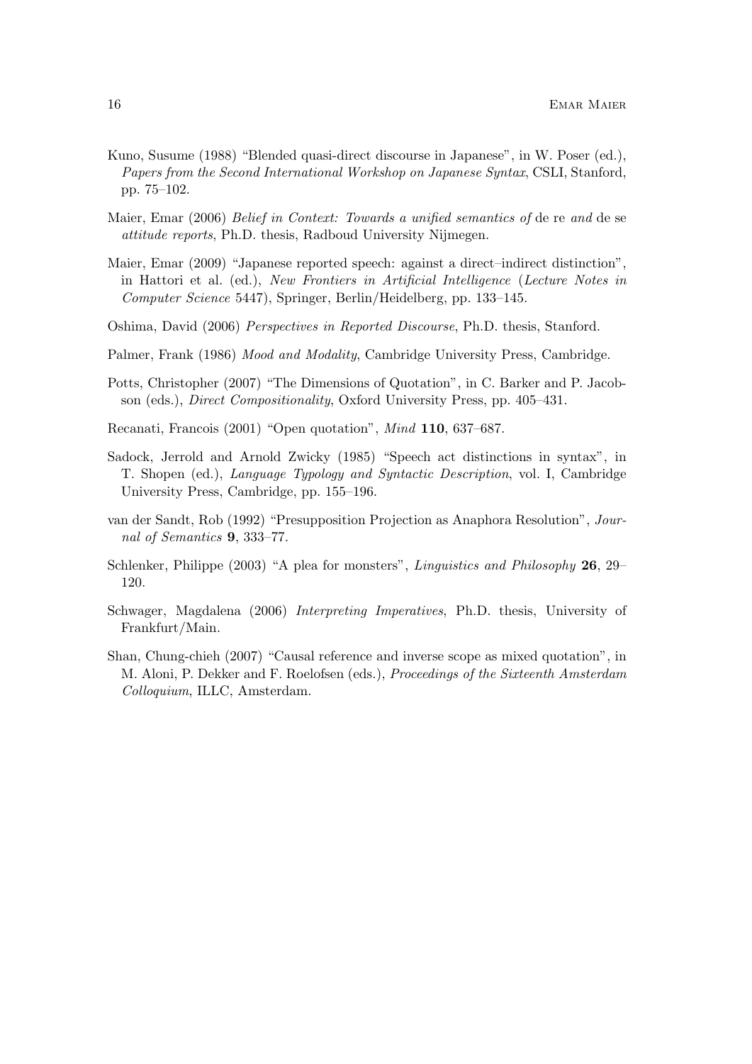Kuno, Susume (1988) "Blended quasi-direct discourse in Japanese", in W. Poser (ed.), *Papers from the Second International Workshop on Japanese Syntax*, CSLI, Stanford, pp. 75–102.

Maier, Emar (2006) *Belief in Context: Towards a unified semantics of* de re *and* de se *attitude reports*, Ph.D. thesis, Radboud University Nijmegen.

Maier, Emar (2009) "Japanese reported speech: against a direct–indirect distinction", in Hattori et al. (ed.), *New Frontiers in Artificial Intelligence* (*Lecture Notes in Computer Science* 5447), Springer, Berlin/Heidelberg, pp. 133–145.

Oshima, David (2006) *Perspectives in Reported Discourse*, Ph.D. thesis, Stanford.

Palmer, Frank (1986) *Mood and Modality*, Cambridge University Press, Cambridge.

Potts, Christopher (2007) "The Dimensions of Quotation", in C. Barker and P. Jacobson (eds.), *Direct Compositionality*, Oxford University Press, pp. 405–431.

Recanati, Francois (2001) "Open quotation", *Mind* **110**, 637–687.

Sadock, Jerrold and Arnold Zwicky (1985) "Speech act distinctions in syntax", in T. Shopen (ed.), *Language Typology and Syntactic Description*, vol. I, Cambridge University Press, Cambridge, pp. 155–196.

van der Sandt, Rob (1992) "Presupposition Projection as Anaphora Resolution", *Journal of Semantics* **9**, 333–77.

Schlenker, Philippe (2003) "A plea for monsters", *Linguistics and Philosophy* **26**, 29–120.

Schwager, Magdalena (2006) *Interpreting Imperatives*, Ph.D. thesis, University of Frankfurt/Main.

Shan, Chung-chieh (2007) "Causal reference and inverse scope as mixed quotation", in M. Aloni, P. Dekker and F. Roelofsen (eds.), *Proceedings of the Sixteenth Amsterdam Colloquium*, ILLC, Amsterdam.